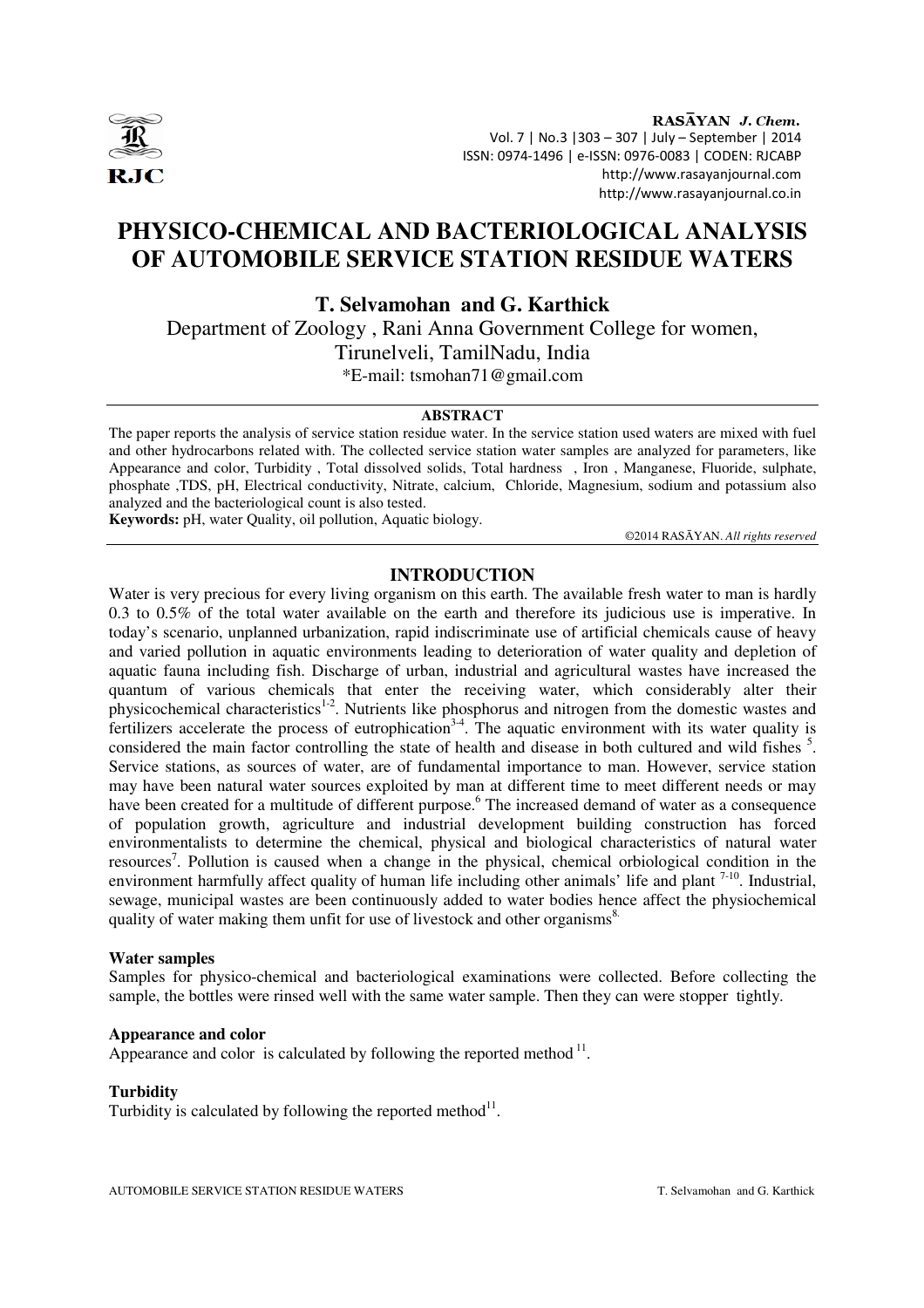# PHYSICO-CHEMICAL AND BACTERIOLOGICAL ANALYSIS OF AUTOMOBILE SERVICE STATION RESIDUE WATERS

**T. Selvamohan and G. Karthick**

Department of Zoology , Rani Anna Government College for women, Tirunelveli, TamilNadu, India

*E-mail: tsmohan71@gmail.com

## ABSTRACT

The paper reports the analysis of service station residue water. In the service station used waters are mixed with fuel and other hydrocarbons related with. The collected service station water samples are analyzed for parameters, like Appearance and color, Turbidity , Total dissolved solids, Total hardness , Iron , Manganese, Fluoride, sulphate, phosphate ,TDS, pH, Electrical conductivity, Nitrate, calcium, Chloride, Magnesium, sodium and potassium also analyzed and the bacteriological count is also tested.

**Keywords:** pH, water Quality, oil pollution, Aquatic biology.

©2014 RASĀYAN. *All rights reserved*

## INTRODUCTION

Water is very precious for every living organism on this earth. The available fresh water to man is hardly 0.3 to 0.5% of the total water available on the earth and therefore its judicious use is imperative. In today's scenario, unplanned urbanization, rapid indiscriminate use of artificial chemicals cause of heavy and varied pollution in aquatic environments leading to deterioration of water quality and depletion of aquatic fauna including fish. Discharge of urban, industrial and agricultural wastes have increased the quantum of various chemicals that enter the receiving water, which considerably alter their physicochemical characteristics[1-2]. Nutrients like phosphorus and nitrogen from the domestic wastes and fertilizers accelerate the process of eutrophication[3-4]. The aquatic environment with its water quality is considered the main factor controlling the state of health and disease in both cultured and wild fishes [5]. Service stations, as sources of water, are of fundamental importance to man. However, service station may have been natural water sources exploited by man at different time to meet different needs or may have been created for a multitude of different purpose.[6] The increased demand of water as a consequence of population growth, agriculture and industrial development building construction has forced environmentalists to determine the chemical, physical and biological characteristics of natural water resources[7]. Pollution is caused when a change in the physical, chemical orbiological condition in the environment harmfully affect quality of human life including other animals' life and plant [7-10]. Industrial, sewage, municipal wastes are been continuously added to water bodies hence affect the physiochemical quality of water making them unfit for use of livestock and other organisms[8].

### Water samples

Samples for physico-chemical and bacteriological examinations were collected. Before collecting the sample, the bottles were rinsed well with the same water sample. Then they can were stopper tightly.

### Appearance and color

Appearance and color is calculated by following the reported method [11].

### Turbidity

Turbidity is calculated by following the reported method[11].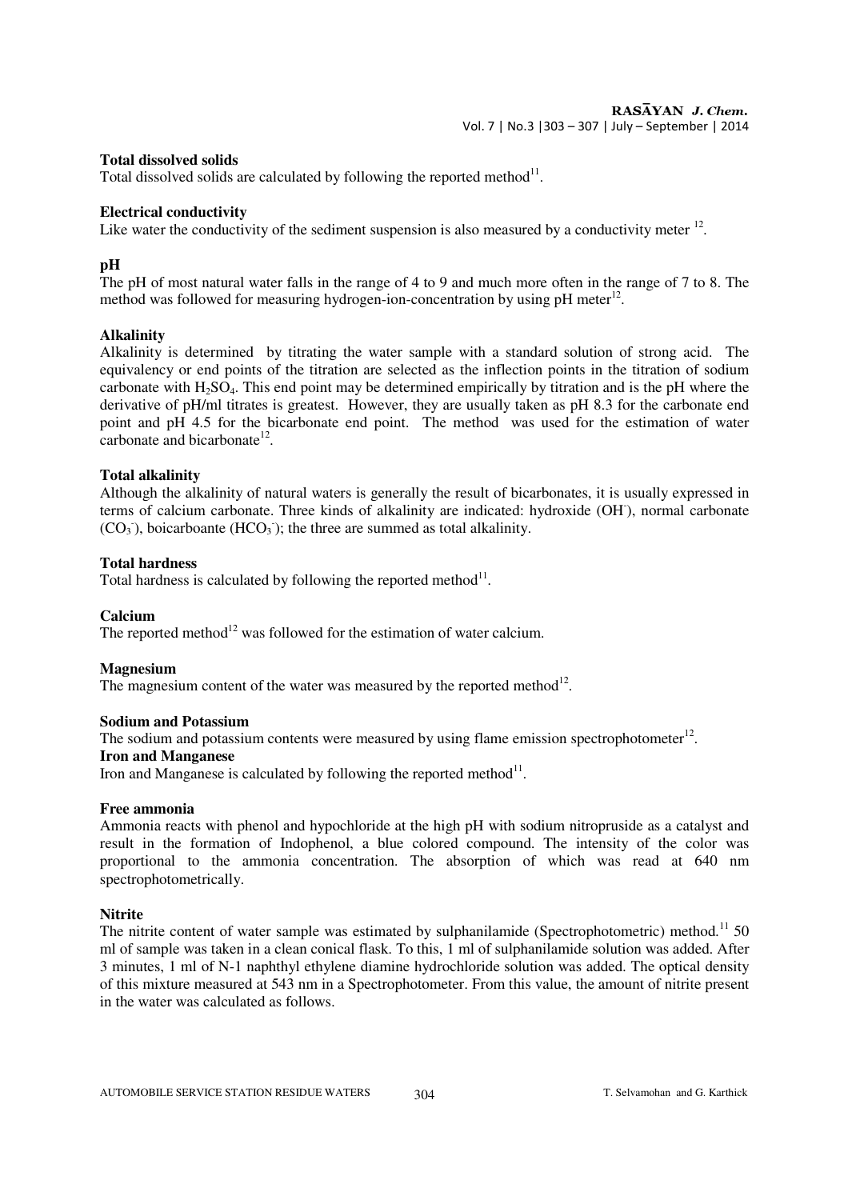**Total dissolved solids**

Total dissolved solids are calculated by following the reported method[11].

**Electrical conductivity**

Like water the conductivity of the sediment suspension is also measured by a conductivity meter [12].

**pH**

The pH of most natural water falls in the range of 4 to 9 and much more often in the range of 7 to 8. The method was followed for measuring hydrogen-ion-concentration by using pH meter[12].

**Alkalinity**

Alkalinity is determined by titrating the water sample with a standard solution of strong acid. The equivalency or end points of the titration are selected as the inflection points in the titration of sodium carbonate with $H_2SO_4$. This end point may be determined empirically by titration and is the pH where the derivative of pH/ml titrates is greatest. However, they are usually taken as pH 8.3 for the carbonate end point and pH 4.5 for the bicarbonate end point. The method was used for the estimation of water carbonate and bicarbonate[12].

**Total alkalinity**

Although the alkalinity of natural waters is generally the result of bicarbonates, it is usually expressed in terms of calcium carbonate. Three kinds of alkalinity are indicated: hydroxide ($OH^-$), normal carbonate ($CO_3^-$), boicarboante ($HCO_3^-$); the three are summed as total alkalinity.

**Total hardness**

Total hardness is calculated by following the reported method[11].

**Calcium**

The reported method[12] was followed for the estimation of water calcium.

**Magnesium**

The magnesium content of the water was measured by the reported method[12].

**Sodium and Potassium**

The sodium and potassium contents were measured by using flame emission spectrophotometer[12].

**Iron and Manganese**

Iron and Manganese is calculated by following the reported method[11].

**Free ammonia**

Ammonia reacts with phenol and hypochloride at the high pH with sodium nitropruside as a catalyst and result in the formation of Indophenol, a blue colored compound. The intensity of the color was proportional to the ammonia concentration. The absorption of which was read at 640 nm spectrophotometrically.

**Nitrite**

The nitrite content of water sample was estimated by sulphanilamide (Spectrophotometric) method.[11] 50 ml of sample was taken in a clean conical flask. To this, 1 ml of sulphanilamide solution was added. After 3 minutes, 1 ml of N-1 naphthyl ethylene diamine hydrochloride solution was added. The optical density of this mixture measured at 543 nm in a Spectrophotometer. From this value, the amount of nitrite present in the water was calculated as follows.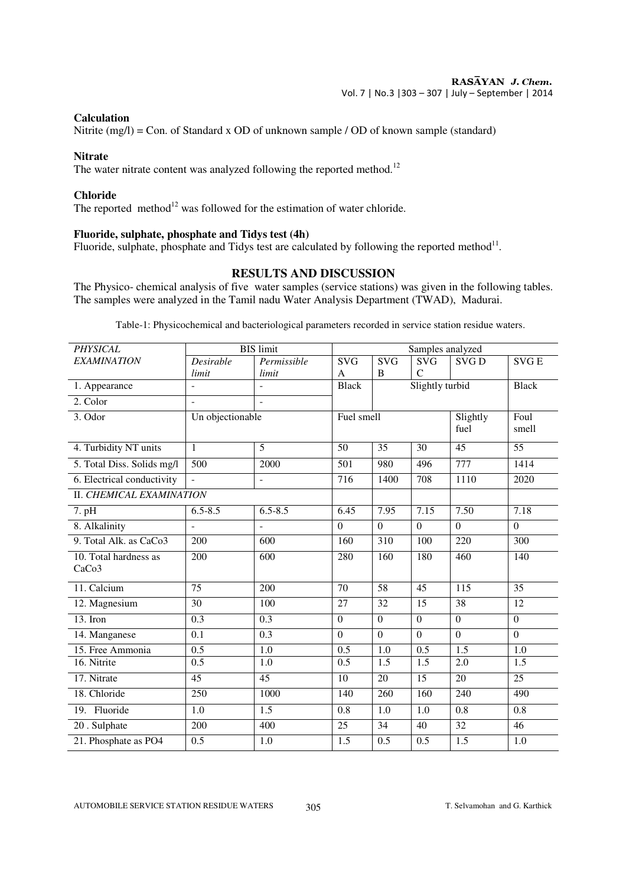**Calculation**

Nitrite (mg/l) = Con. of Standard x OD of unknown sample / OD of known sample (standard)

**Nitrate**

The water nitrate content was analyzed following the reported method.[12]

**Chloride**

The reported method[12] was followed for the estimation of water chloride.

**Fluoride, sulphate, phosphate and Tidys test (4h)**

Fluoride, sulphate, phosphate and Tidys test are calculated by following the reported method[11].

## RESULTS AND DISCUSSION

The Physico- chemical analysis of five water samples (service stations) was given in the following tables. The samples were analyzed in the Tamil nadu Water Analysis Department (TWAD), Madurai.

Table-1: Physicochemical and bacteriological parameters recorded in service station residue waters.

| *PHYSICAL EXAMINATION* | BIS limit | | Samples analyzed | | | | |
|---|---|---|---|---|---|---|---|
| | *Desirable limit* | *Permissible limit* | SVG A | SVG B | SVG C | SVG D | SVG E |
| 1. Appearance | - | - | Black | Slightly turbid | | | Black |
| 2. Color | - | - | | | | | |
| 3. Odor | Un objectionable | | Fuel smell | | | Slightly fuel | Foul smell |
| 4. Turbidity NT units | 1 | 5 | 50 | 35 | 30 | 45 | 55 |
| 5. Total Diss. Solids mg/l | 500 | 2000 | 501 | 980 | 496 | 777 | 1414 |
| 6. Electrical conductivity | - | - | 716 | 1400 | 708 | 1110 | 2020 |
| II. *CHEMICAL EXAMINATION* | | | | | | | |
| 7. pH | 6.5-8.5 | 6.5-8.5 | 6.45 | 7.95 | 7.15 | 7.50 | 7.18 |
| 8. Alkalinity | - | - | 0 | 0 | 0 | 0 | 0 |
| 9. Total Alk. as CaCo3 | 200 | 600 | 160 | 310 | 100 | 220 | 300 |
| 10. Total hardness as CaCo3 | 200 | 600 | 280 | 160 | 180 | 460 | 140 |
| 11. Calcium | 75 | 200 | 70 | 58 | 45 | 115 | 35 |
| 12. Magnesium | 30 | 100 | 27 | 32 | 15 | 38 | 12 |
| 13. Iron | 0.3 | 0.3 | 0 | 0 | 0 | 0 | 0 |
| 14. Manganese | 0.1 | 0.3 | 0 | 0 | 0 | 0 | 0 |
| 15. Free Ammonia | 0.5 | 1.0 | 0.5 | 1.0 | 0.5 | 1.5 | 1.0 |
| 16. Nitrite | 0.5 | 1.0 | 0.5 | 1.5 | 1.5 | 2.0 | 1.5 |
| 17. Nitrate | 45 | 45 | 10 | 20 | 15 | 20 | 25 |
| 18. Chloride | 250 | 1000 | 140 | 260 | 160 | 240 | 490 |
| 19. Fluoride | 1.0 | 1.5 | 0.8 | 1.0 | 1.0 | 0.8 | 0.8 |
| 20 . Sulphate | 200 | 400 | 25 | 34 | 40 | 32 | 46 |
| 21. Phosphate as PO4 | 0.5 | 1.0 | 1.5 | 0.5 | 0.5 | 1.5 | 1.0 |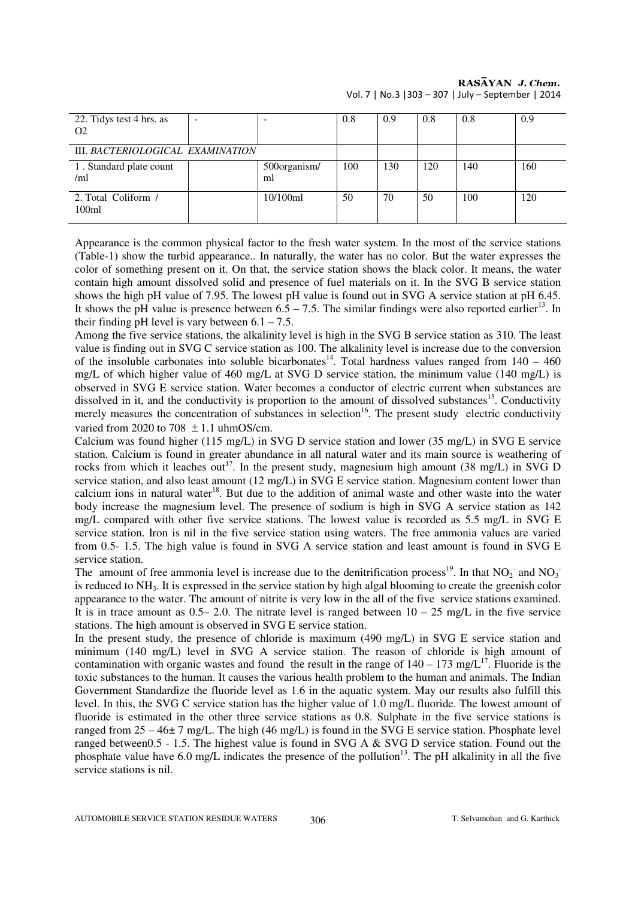| | | | | | | | |
|---|---|---|---|---|---|---|---|
| 22. Tidys test 4 hrs. as $O_2$ | - | - | 0.8 | 0.9 | 0.8 | 0.8 | 0.9 |
| III. *BACTERIOLOGICAL EXAMINATION* | | | | | | | |
| 1 . Standard plate count /ml | | 500organism/ ml | 100 | 130 | 120 | 140 | 160 |
| 2. Total Coliform / 100ml | | 10/100ml | 50 | 70 | 50 | 100 | 120 |

Appearance is the common physical factor to the fresh water system. In the most of the service stations (Table-1) show the turbid appearance.. In naturally, the water has no color. But the water expresses the color of something present on it. On that, the service station shows the black color. It means, the water contain high amount dissolved solid and presence of fuel materials on it. In the SVG B service station shows the high pH value of 7.95. The lowest pH value is found out in SVG A service station at pH 6.45. It shows the pH value is presence between 6.5 – 7.5. The similar findings were also reported earlier[13]. In their finding pH level is vary between 6.1 – 7.5.

Among the five service stations, the alkalinity level is high in the SVG B service station as 310. The least value is finding out in SVG C service station as 100. The alkalinity level is increase due to the conversion of the insoluble carbonates into soluble bicarbonates[14]. Total hardness values ranged from 140 – 460 mg/L of which higher value of 460 mg/L at SVG D service station, the minimum value (140 mg/L) is observed in SVG E service station. Water becomes a conductor of electric current when substances are dissolved in it, and the conductivity is proportion to the amount of dissolved substances[15]. Conductivity merely measures the concentration of substances in selection[16]. The present study electric conductivity varied from 2020 to 708 $\pm$ 1.1 uhmOS/cm.

Calcium was found higher (115 mg/L) in SVG D service station and lower (35 mg/L) in SVG E service station. Calcium is found in greater abundance in all natural water and its main source is weathering of rocks from which it leaches out[17]. In the present study, magnesium high amount (38 mg/L) in SVG D service station, and also least amount (12 mg/L) in SVG E service station. Magnesium content lower than calcium ions in natural water[18]. But due to the addition of animal waste and other waste into the water body increase the magnesium level. The presence of sodium is high in SVG A service station as 142 mg/L compared with other five service stations. The lowest value is recorded as 5.5 mg/L in SVG E service station. Iron is nil in the five service station using waters. The free ammonia values are varied from 0.5- 1.5. The high value is found in SVG A service station and least amount is found in SVG E service station.

The amount of free ammonia level is increase due to the denitrification process[19]. In that $NO_2^-$ and $NO_3^-$ is reduced to $NH_3$. It is expressed in the service station by high algal blooming to create the greenish color appearance to the water. The amount of nitrite is very low in the all of the five service stations examined. It is in trace amount as 0.5– 2.0. The nitrate level is ranged between 10 – 25 mg/L in the five service stations. The high amount is observed in SVG E service station.

In the present study, the presence of chloride is maximum (490 mg/L) in SVG E service station and minimum (140 mg/L) level in SVG A service station. The reason of chloride is high amount of contamination with organic wastes and found the result in the range of 140 – 173 mg/L[17]. Fluoride is the toxic substances to the human. It causes the various health problem to the human and animals. The Indian Government Standardize the fluoride level as 1.6 in the aquatic system. May our results also fulfill this level. In this, the SVG C service station has the higher value of 1.0 mg/L fluoride. The lowest amount of fluoride is estimated in the other three service stations as 0.8. Sulphate in the five service stations is ranged from 25 – 46$\pm$ 7 mg/L. The high (46 mg/L) is found in the SVG E service station. Phosphate level ranged between0.5 - 1.5. The highest value is found in SVG A & SVG D service station. Found out the phosphate value have 6.0 mg/L indicates the presence of the pollution[13]. The pH alkalinity in all the five service stations is nil.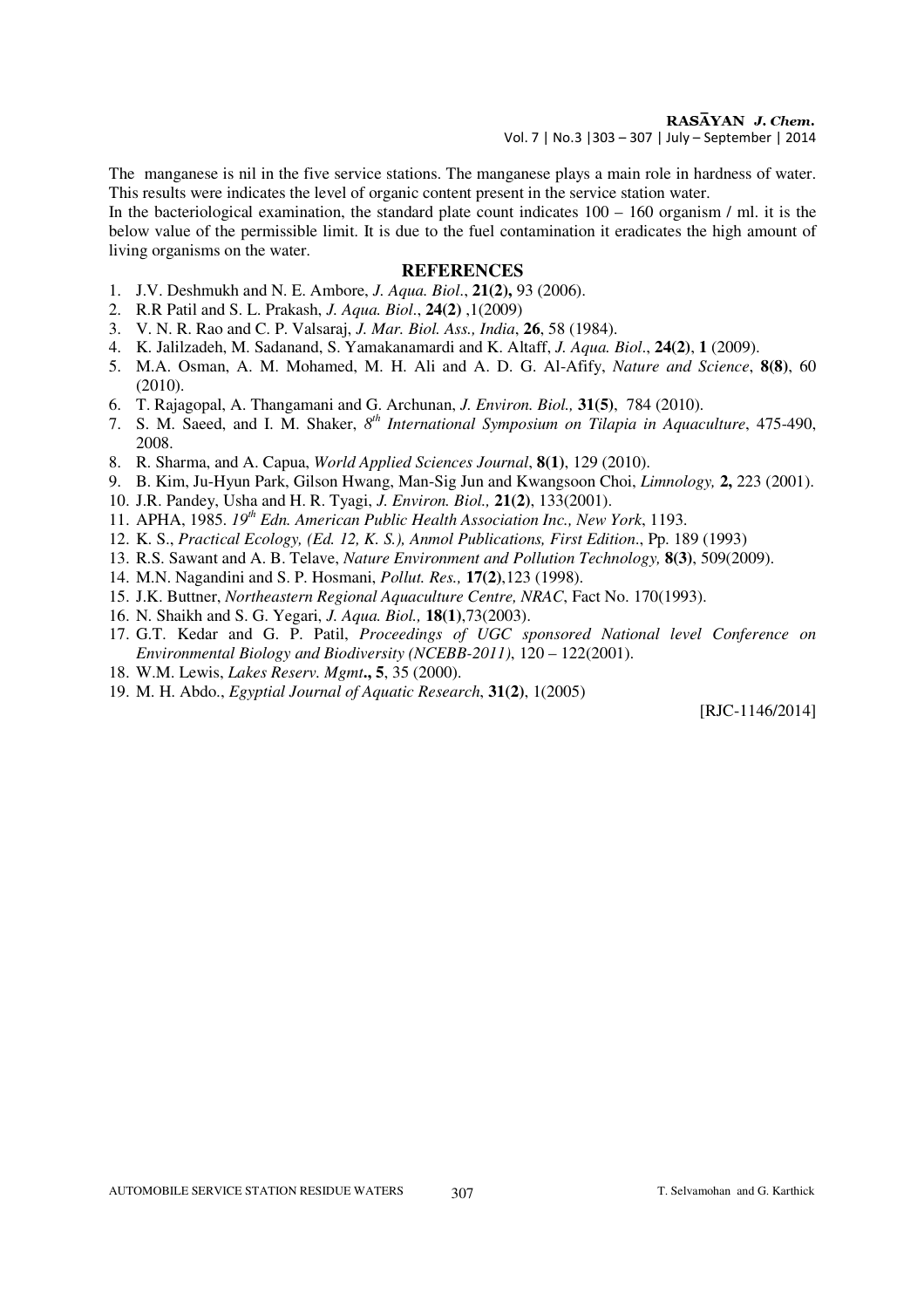The manganese is nil in the five service stations. The manganese plays a main role in hardness of water. This results were indicates the level of organic content present in the service station water.

In the bacteriological examination, the standard plate count indicates 100 – 160 organism / ml. it is the below value of the permissible limit. It is due to the fuel contamination it eradicates the high amount of living organisms on the water.

## REFERENCES

1. J.V. Deshmukh and N. E. Ambore, *J. Aqua. Biol*., **21(2),** 93 (2006).
2. R.R Patil and S. L. Prakash, *J. Aqua. Biol*., **24(2)** ,1(2009)
3. V. N. R. Rao and C. P. Valsaraj, *J. Mar. Biol. Ass., India*, **26**, 58 (1984).
4. K. Jalilzadeh, M. Sadanand, S. Yamakanamardi and K. Altaff, *J. Aqua. Biol*., **24(2)**, **1** (2009).
5. M.A. Osman, A. M. Mohamed, M. H. Ali and A. D. G. Al-Afify, *Nature and Science*, **8(8)**, 60 (2010).
6. T. Rajagopal, A. Thangamani and G. Archunan, *J. Environ. Biol.,* **31(5)**, 784 (2010).
7. S. M. Saeed, and I. M. Shaker, *8th International Symposium on Tilapia in Aquaculture*, 475-490, 2008.
8. R. Sharma, and A. Capua, *World Applied Sciences Journal*, **8(1)**, 129 (2010).
9. B. Kim, Ju-Hyun Park, Gilson Hwang, Man-Sig Jun and Kwangsoon Choi, *Limnology,* **2,** 223 (2001).
10. J.R. Pandey, Usha and H. R. Tyagi, *J. Environ. Biol.,* **21(2)**, 133(2001).
11. APHA, 1985. *19th Edn. American Public Health Association Inc., New York*, 1193.
12. K. S., *Practical Ecology, (Ed. 12, K. S.), Anmol Publications, First Edition*., Pp. 189 (1993)
13. R.S. Sawant and A. B. Telave, *Nature Environment and Pollution Technology,* **8(3)**, 509(2009).
14. M.N. Nagandini and S. P. Hosmani, *Pollut. Res.,* **17(2)**,123 (1998).
15. J.K. Buttner, *Northeastern Regional Aquaculture Centre, NRAC*, Fact No. 170(1993).
16. N. Shaikh and S. G. Yegari, *J. Aqua. Biol.,* **18(1)**,73(2003).
17. G.T. Kedar and G. P. Patil, *Proceedings of UGC sponsored National level Conference on Environmental Biology and Biodiversity (NCEBB-2011)*, 120 – 122(2001).
18. W.M. Lewis, *Lakes Reserv. Mgmt*.**, 5**, 35 (2000).
19. M. H. Abdo., *Egyptial Journal of Aquatic Research*, **31(2)**, 1(2005)

[RJC-1146/2014]